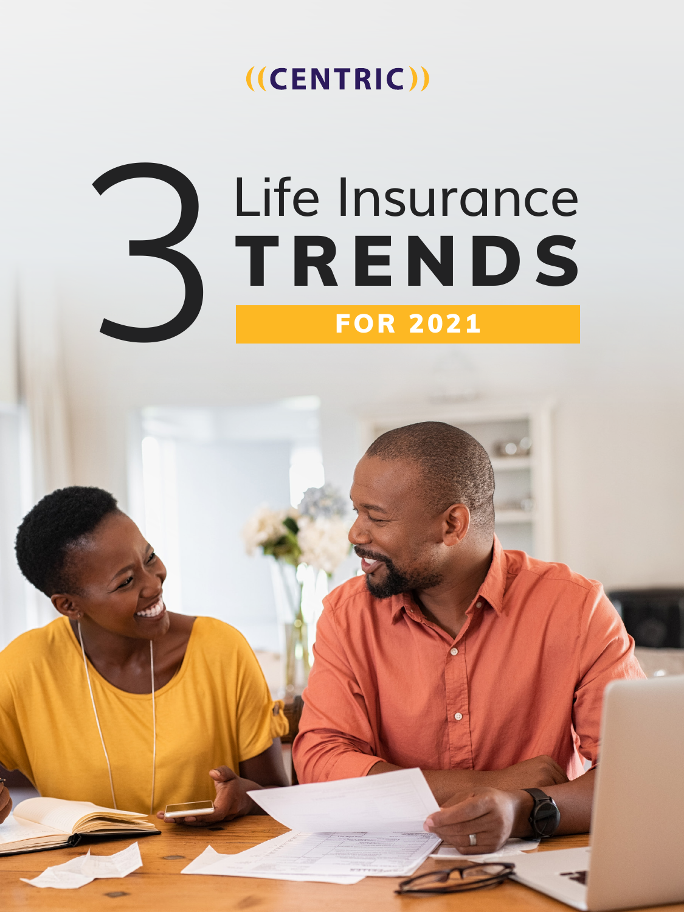((CENTRIC))

# 3 Life Insurance TRENDS

## FOR 2021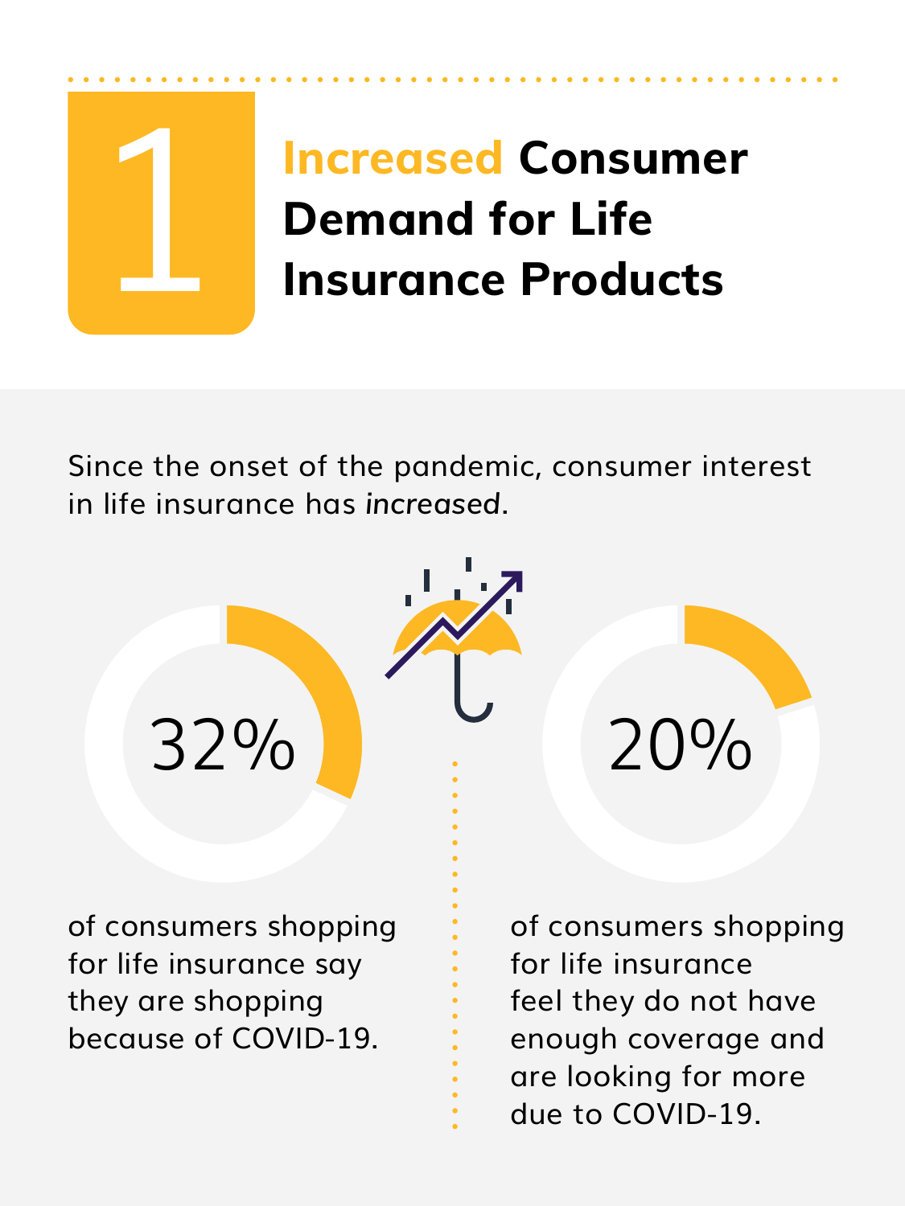# 1 Increased Consumer Demand for Life Insurance Products

Since the onset of the pandemic, consumer interest in life insurance has *increased*.

**32%**

of consumers shopping for life insurance say they are shopping because of COVID-19.

**20%**

of consumers shopping for life insurance feel they do not have enough coverage and are looking for more due to COVID-19.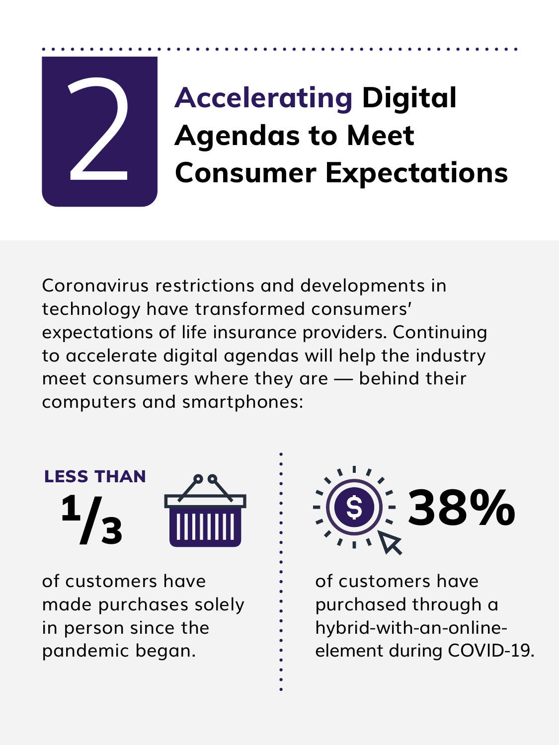# 2 Accelerating Digital Agendas to Meet Consumer Expectations

Coronavirus restrictions and developments in technology have transformed consumers' expectations of life insurance providers. Continuing to accelerate digital agendas will help the industry meet consumers where they are — behind their computers and smartphones:

**LESS THAN 1/3**

of customers have made purchases solely in person since the pandemic began.

**38%**

of customers have purchased through a hybrid-with-an-online-element during COVID-19.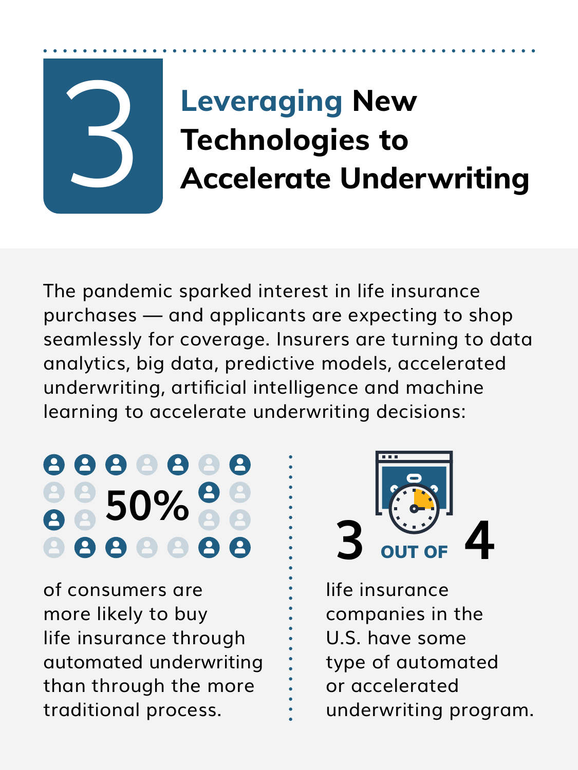# 3 Leveraging New Technologies to Accelerate Underwriting

The pandemic sparked interest in life insurance purchases — and applicants are expecting to shop seamlessly for coverage. Insurers are turning to data analytics, big data, predictive models, accelerated underwriting, artificial intelligence and machine learning to accelerate underwriting decisions:

**50%**

of consumers are more likely to buy life insurance through automated underwriting than through the more traditional process.

**3 OUT OF 4**

life insurance companies in the U.S. have some type of automated or accelerated underwriting program.